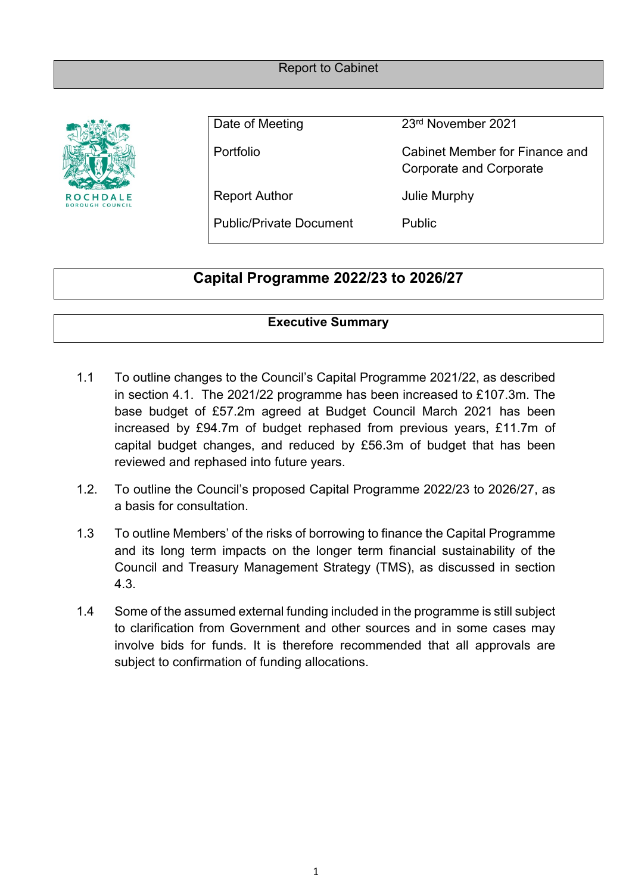Report to Cabinet

| Date of Meeting | 23rd November 2021 |
|---|---|
| Portfolio | Cabinet Member for Finance and Corporate and Corporate |
| Report Author | Julie Murphy |
| Public/Private Document | Public |

# Capital Programme 2022/23 to 2026/27

## Executive Summary

1.1 To outline changes to the Council's Capital Programme 2021/22, as described in section 4.1. The 2021/22 programme has been increased to £107.3m. The base budget of £57.2m agreed at Budget Council March 2021 has been increased by £94.7m of budget rephased from previous years, £11.7m of capital budget changes, and reduced by £56.3m of budget that has been reviewed and rephased into future years.

1.2. To outline the Council's proposed Capital Programme 2022/23 to 2026/27, as a basis for consultation.

1.3 To outline Members' of the risks of borrowing to finance the Capital Programme and its long term impacts on the longer term financial sustainability of the Council and Treasury Management Strategy (TMS), as discussed in section 4.3.

1.4 Some of the assumed external funding included in the programme is still subject to clarification from Government and other sources and in some cases may involve bids for funds. It is therefore recommended that all approvals are subject to confirmation of funding allocations.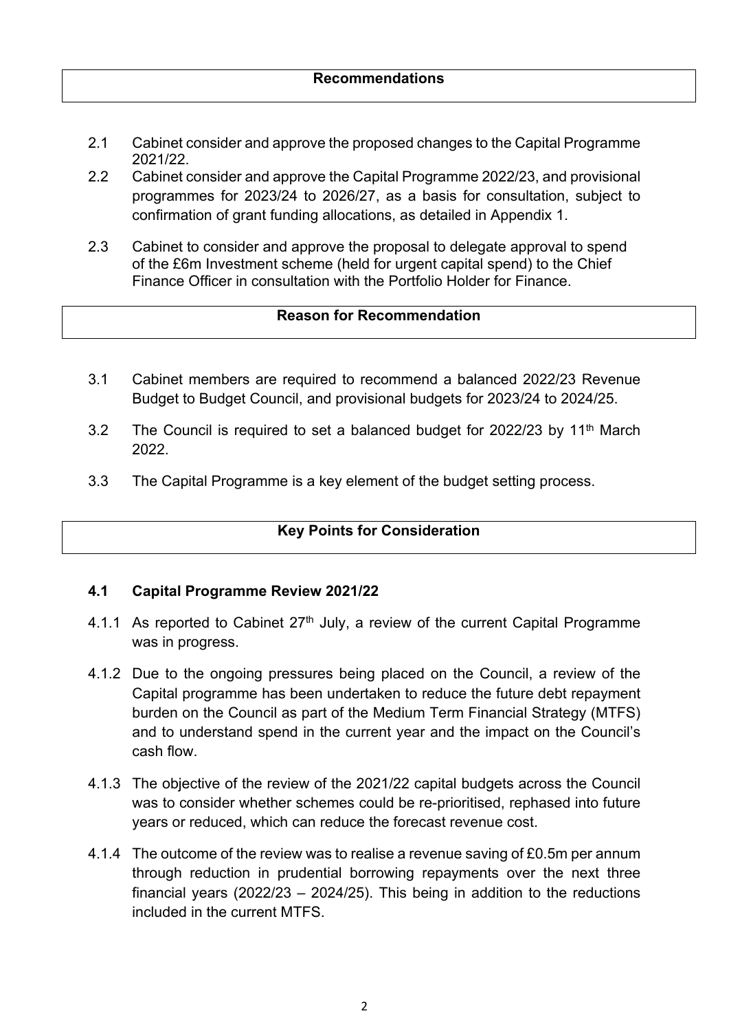## Recommendations

2.1 Cabinet consider and approve the proposed changes to the Capital Programme 2021/22.

2.2 Cabinet consider and approve the Capital Programme 2022/23, and provisional programmes for 2023/24 to 2026/27, as a basis for consultation, subject to confirmation of grant funding allocations, as detailed in Appendix 1.

2.3 Cabinet to consider and approve the proposal to delegate approval to spend of the £6m Investment scheme (held for urgent capital spend) to the Chief Finance Officer in consultation with the Portfolio Holder for Finance.

## Reason for Recommendation

3.1 Cabinet members are required to recommend a balanced 2022/23 Revenue Budget to Budget Council, and provisional budgets for 2023/24 to 2024/25.

3.2 The Council is required to set a balanced budget for 2022/23 by 11th March 2022.

3.3 The Capital Programme is a key element of the budget setting process.

## Key Points for Consideration

### 4.1 Capital Programme Review 2021/22

4.1.1 As reported to Cabinet 27th July, a review of the current Capital Programme was in progress.

4.1.2 Due to the ongoing pressures being placed on the Council, a review of the Capital programme has been undertaken to reduce the future debt repayment burden on the Council as part of the Medium Term Financial Strategy (MTFS) and to understand spend in the current year and the impact on the Council's cash flow.

4.1.3 The objective of the review of the 2021/22 capital budgets across the Council was to consider whether schemes could be re-prioritised, rephased into future years or reduced, which can reduce the forecast revenue cost.

4.1.4 The outcome of the review was to realise a revenue saving of £0.5m per annum through reduction in prudential borrowing repayments over the next three financial years (2022/23 – 2024/25). This being in addition to the reductions included in the current MTFS.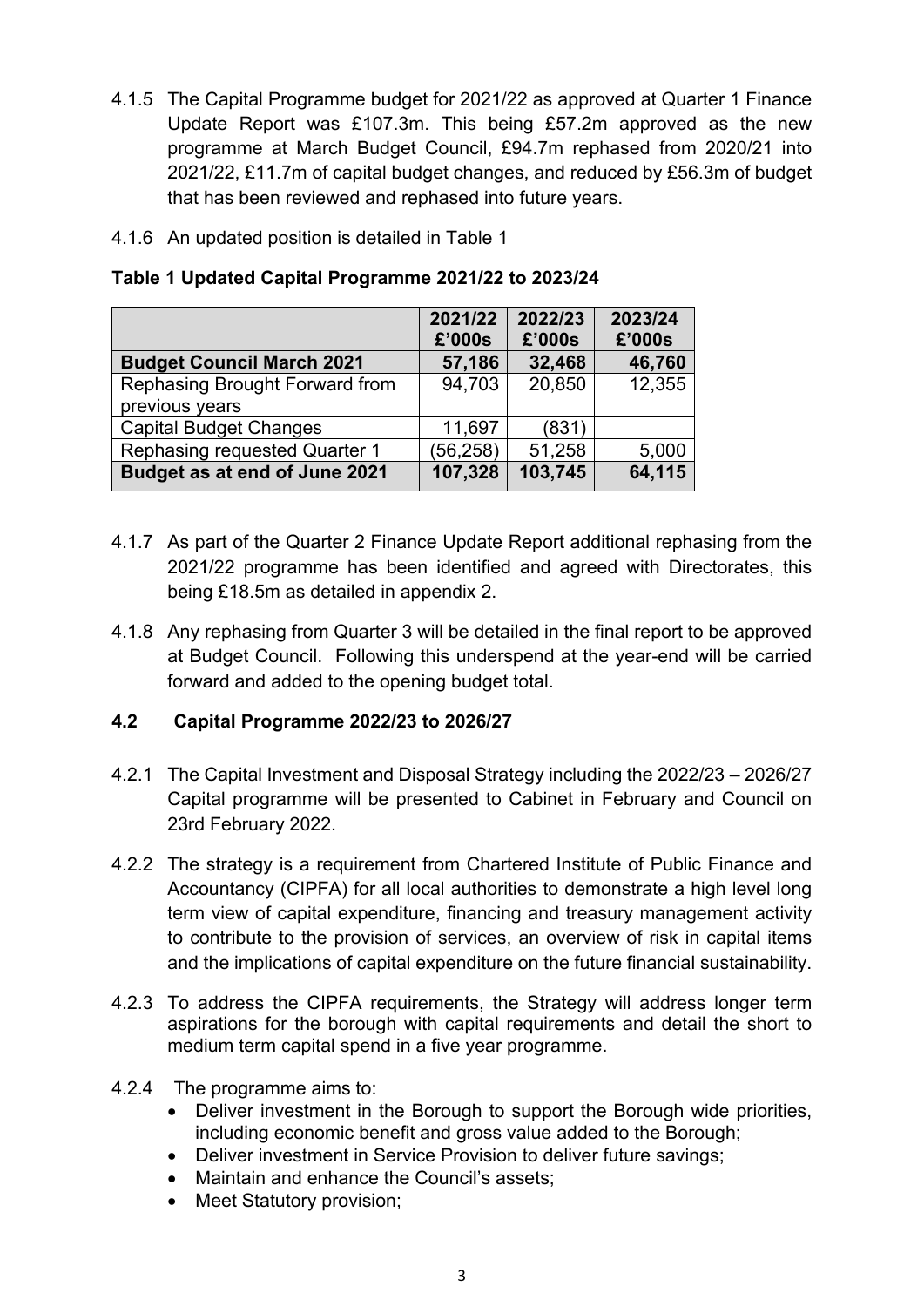4.1.5 The Capital Programme budget for 2021/22 as approved at Quarter 1 Finance Update Report was £107.3m. This being £57.2m approved as the new programme at March Budget Council, £94.7m rephased from 2020/21 into 2021/22, £11.7m of capital budget changes, and reduced by £56.3m of budget that has been reviewed and rephased into future years.

4.1.6 An updated position is detailed in Table 1

**Table 1 Updated Capital Programme 2021/22 to 2023/24**

| | 2021/22 £'000s | 2022/23 £'000s | 2023/24 £'000s |
|---|---|---|---|
| **Budget Council March 2021** | **57,186** | **32,468** | **46,760** |
| Rephasing Brought Forward from previous years | 94,703 | 20,850 | 12,355 |
| Capital Budget Changes | 11,697 | (831) | |
| Rephasing requested Quarter 1 | (56,258) | 51,258 | 5,000 |
| **Budget as at end of June 2021** | **107,328** | **103,745** | **64,115** |

4.1.7 As part of the Quarter 2 Finance Update Report additional rephasing from the 2021/22 programme has been identified and agreed with Directorates, this being £18.5m as detailed in appendix 2.

4.1.8 Any rephasing from Quarter 3 will be detailed in the final report to be approved at Budget Council. Following this underspend at the year-end will be carried forward and added to the opening budget total.

## 4.2 Capital Programme 2022/23 to 2026/27

4.2.1 The Capital Investment and Disposal Strategy including the 2022/23 – 2026/27 Capital programme will be presented to Cabinet in February and Council on 23rd February 2022.

4.2.2 The strategy is a requirement from Chartered Institute of Public Finance and Accountancy (CIPFA) for all local authorities to demonstrate a high level long term view of capital expenditure, financing and treasury management activity to contribute to the provision of services, an overview of risk in capital items and the implications of capital expenditure on the future financial sustainability.

4.2.3 To address the CIPFA requirements, the Strategy will address longer term aspirations for the borough with capital requirements and detail the short to medium term capital spend in a five year programme.

4.2.4 The programme aims to:

- Deliver investment in the Borough to support the Borough wide priorities, including economic benefit and gross value added to the Borough;
- Deliver investment in Service Provision to deliver future savings;
- Maintain and enhance the Council's assets;
- Meet Statutory provision;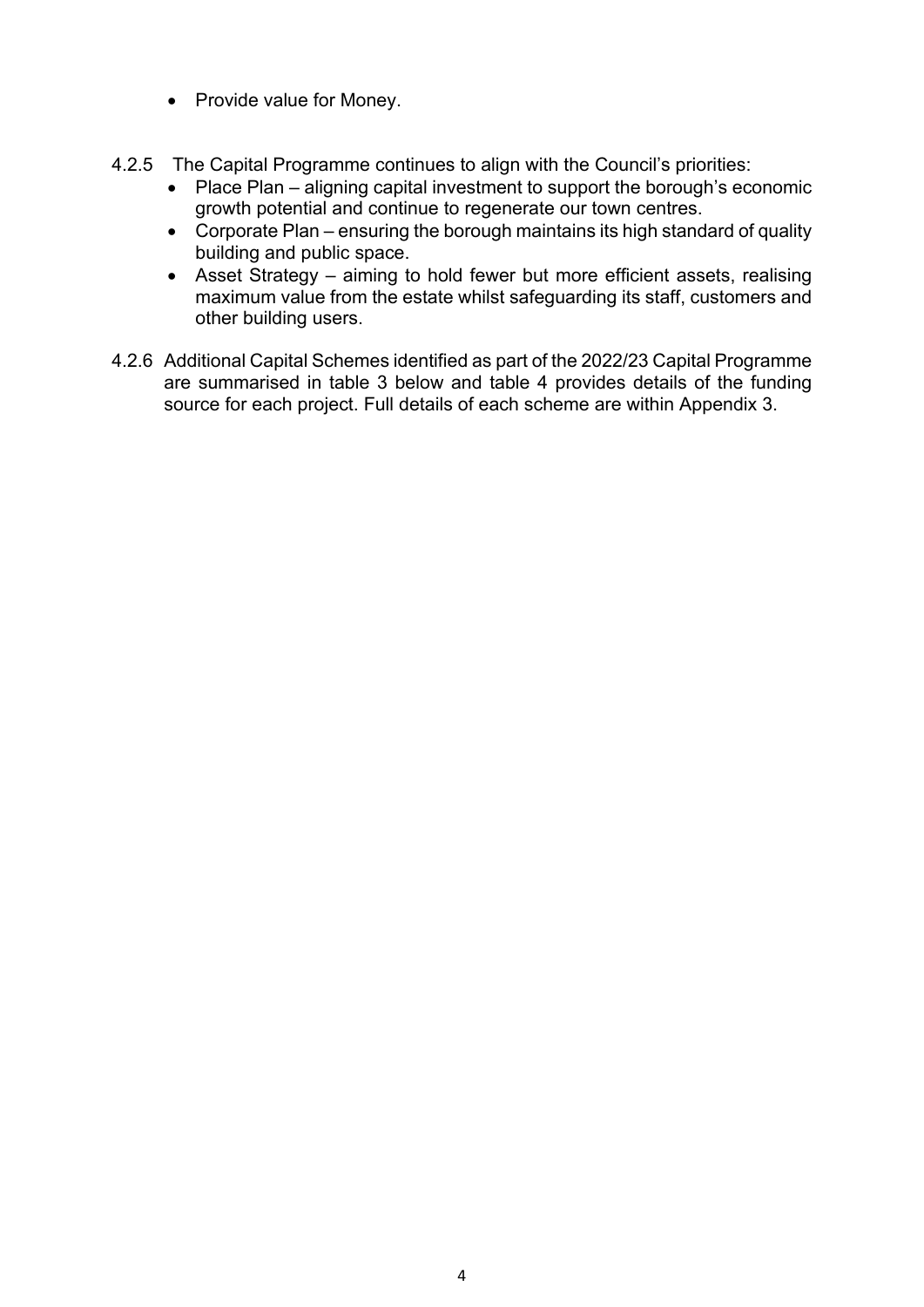- Provide value for Money.

4.2.5 The Capital Programme continues to align with the Council's priorities:

- Place Plan – aligning capital investment to support the borough's economic growth potential and continue to regenerate our town centres.
- Corporate Plan – ensuring the borough maintains its high standard of quality building and public space.
- Asset Strategy – aiming to hold fewer but more efficient assets, realising maximum value from the estate whilst safeguarding its staff, customers and other building users.

4.2.6 Additional Capital Schemes identified as part of the 2022/23 Capital Programme are summarised in table 3 below and table 4 provides details of the funding source for each project. Full details of each scheme are within Appendix 3.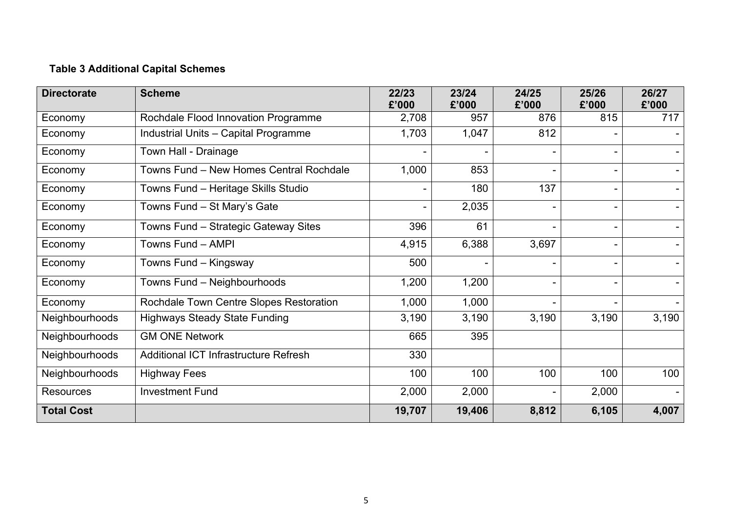**Table 3 Additional Capital Schemes**

| Directorate | Scheme | 22/23 £'000 | 23/24 £'000 | 24/25 £'000 | 25/26 £'000 | 26/27 £'000 |
|---|---|---|---|---|---|---|
| Economy | Rochdale Flood Innovation Programme | 2,708 | 957 | 876 | 815 | 717 |
| Economy | Industrial Units – Capital Programme | 1,703 | 1,047 | 812 | - | - |
| Economy | Town Hall - Drainage | - | - | - | - | - |
| Economy | Towns Fund – New Homes Central Rochdale | 1,000 | 853 | - | - | - |
| Economy | Towns Fund – Heritage Skills Studio | - | 180 | 137 | - | - |
| Economy | Towns Fund – St Mary's Gate | - | 2,035 | - | - | - |
| Economy | Towns Fund – Strategic Gateway Sites | 396 | 61 | - | - | - |
| Economy | Towns Fund – AMPI | 4,915 | 6,388 | 3,697 | - | - |
| Economy | Towns Fund – Kingsway | 500 | - | - | - | - |
| Economy | Towns Fund – Neighbourhoods | 1,200 | 1,200 | - | - | - |
| Economy | Rochdale Town Centre Slopes Restoration | 1,000 | 1,000 | - | - | - |
| Neighbourhoods | Highways Steady State Funding | 3,190 | 3,190 | 3,190 | 3,190 | 3,190 |
| Neighbourhoods | GM ONE Network | 665 | 395 | | | |
| Neighbourhoods | Additional ICT Infrastructure Refresh | 330 | | | | |
| Neighbourhoods | Highway Fees | 100 | 100 | 100 | 100 | 100 |
| Resources | Investment Fund | 2,000 | 2,000 | - | 2,000 | - |
| **Total Cost** | | **19,707** | **19,406** | **8,812** | **6,105** | **4,007** |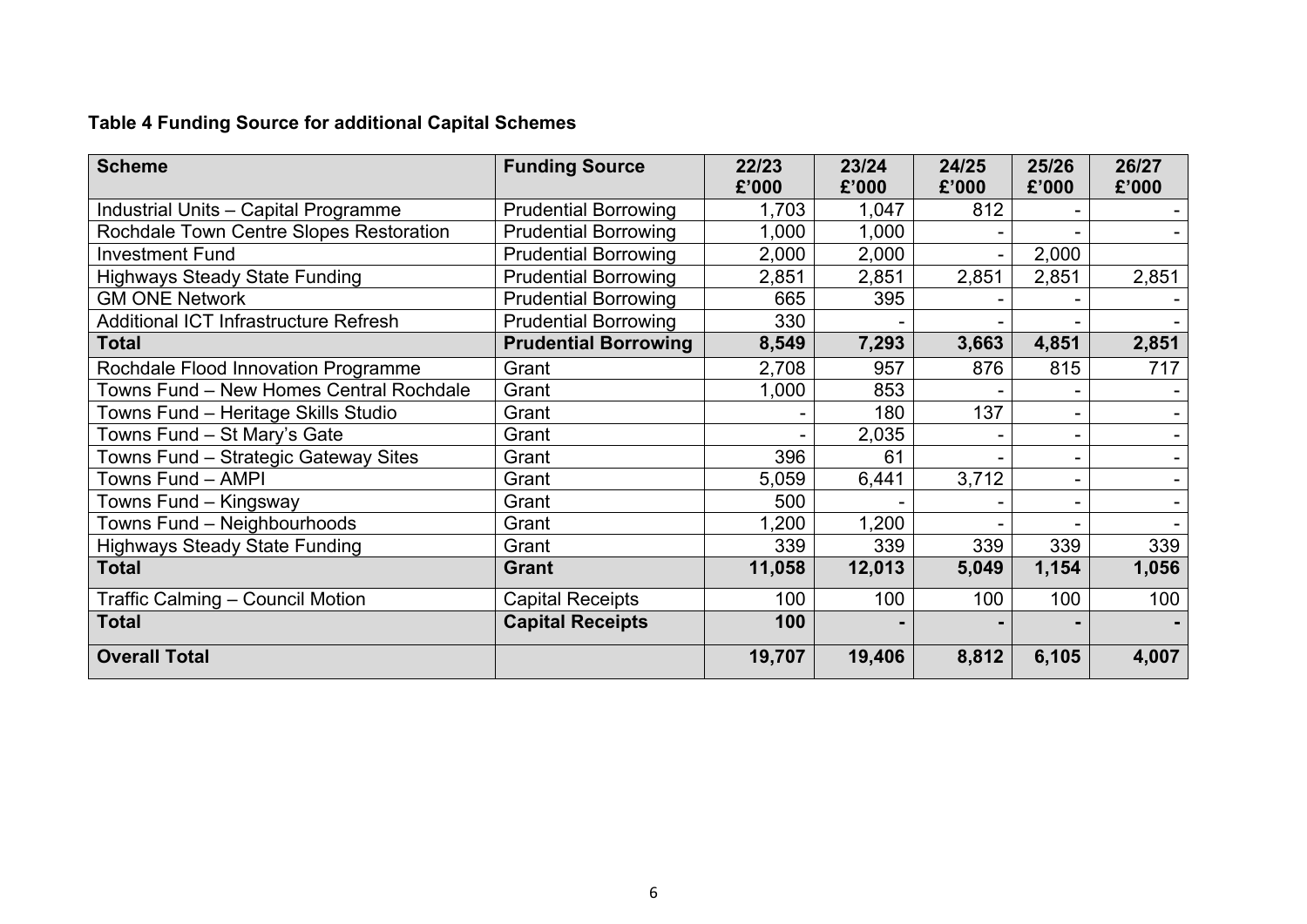**Table 4 Funding Source for additional Capital Schemes**

| Scheme | Funding Source | 22/23 £'000 | 23/24 £'000 | 24/25 £'000 | 25/26 £'000 | 26/27 £'000 |
|---|---|---|---|---|---|---|
| Industrial Units – Capital Programme | Prudential Borrowing | 1,703 | 1,047 | 812 | - | - |
| Rochdale Town Centre Slopes Restoration | Prudential Borrowing | 1,000 | 1,000 | - | - | - |
| Investment Fund | Prudential Borrowing | 2,000 | 2,000 | - | 2,000 | |
| Highways Steady State Funding | Prudential Borrowing | 2,851 | 2,851 | 2,851 | 2,851 | 2,851 |
| GM ONE Network | Prudential Borrowing | 665 | 395 | - | - | - |
| Additional ICT Infrastructure Refresh | Prudential Borrowing | 330 | - | - | - | - |
| **Total** | **Prudential Borrowing** | **8,549** | **7,293** | **3,663** | **4,851** | **2,851** |
| Rochdale Flood Innovation Programme | Grant | 2,708 | 957 | 876 | 815 | 717 |
| Towns Fund – New Homes Central Rochdale | Grant | 1,000 | 853 | - | - | - |
| Towns Fund – Heritage Skills Studio | Grant | - | 180 | 137 | - | - |
| Towns Fund – St Mary's Gate | Grant | - | 2,035 | - | - | - |
| Towns Fund – Strategic Gateway Sites | Grant | 396 | 61 | - | - | - |
| Towns Fund – AMPI | Grant | 5,059 | 6,441 | 3,712 | - | - |
| Towns Fund – Kingsway | Grant | 500 | - | - | - | - |
| Towns Fund – Neighbourhoods | Grant | 1,200 | 1,200 | - | - | - |
| Highways Steady State Funding | Grant | 339 | 339 | 339 | 339 | 339 |
| **Total** | **Grant** | **11,058** | **12,013** | **5,049** | **1,154** | **1,056** |
| Traffic Calming – Council Motion | Capital Receipts | 100 | 100 | 100 | 100 | 100 |
| **Total** | **Capital Receipts** | **100** | **-** | **-** | **-** | **-** |
| **Overall Total** | | **19,707** | **19,406** | **8,812** | **6,105** | **4,007** |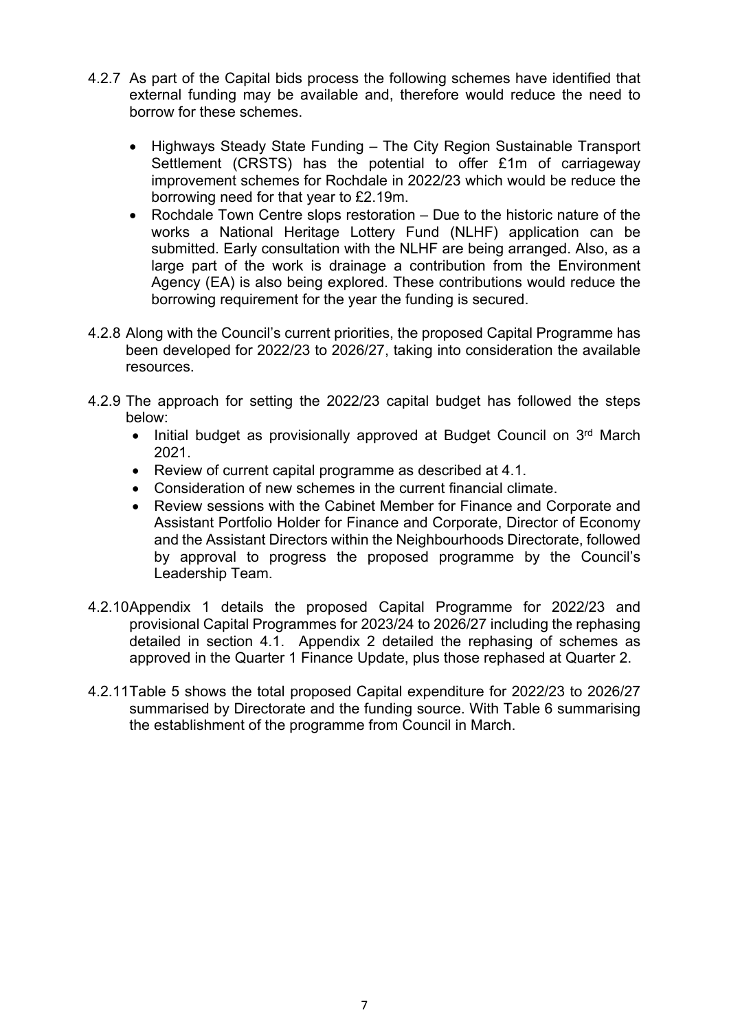4.2.7 As part of the Capital bids process the following schemes have identified that external funding may be available and, therefore would reduce the need to borrow for these schemes.

- Highways Steady State Funding – The City Region Sustainable Transport Settlement (CRSTS) has the potential to offer £1m of carriageway improvement schemes for Rochdale in 2022/23 which would be reduce the borrowing need for that year to £2.19m.
- Rochdale Town Centre slops restoration – Due to the historic nature of the works a National Heritage Lottery Fund (NLHF) application can be submitted. Early consultation with the NLHF are being arranged. Also, as a large part of the work is drainage a contribution from the Environment Agency (EA) is also being explored. These contributions would reduce the borrowing requirement for the year the funding is secured.

4.2.8 Along with the Council's current priorities, the proposed Capital Programme has been developed for 2022/23 to 2026/27, taking into consideration the available resources.

4.2.9 The approach for setting the 2022/23 capital budget has followed the steps below:

- Initial budget as provisionally approved at Budget Council on 3rd March 2021.
- Review of current capital programme as described at 4.1.
- Consideration of new schemes in the current financial climate.
- Review sessions with the Cabinet Member for Finance and Corporate and Assistant Portfolio Holder for Finance and Corporate, Director of Economy and the Assistant Directors within the Neighbourhoods Directorate, followed by approval to progress the proposed programme by the Council's Leadership Team.

4.2.10 Appendix 1 details the proposed Capital Programme for 2022/23 and provisional Capital Programmes for 2023/24 to 2026/27 including the rephasing detailed in section 4.1. Appendix 2 detailed the rephasing of schemes as approved in the Quarter 1 Finance Update, plus those rephased at Quarter 2.

4.2.11 Table 5 shows the total proposed Capital expenditure for 2022/23 to 2026/27 summarised by Directorate and the funding source. With Table 6 summarising the establishment of the programme from Council in March.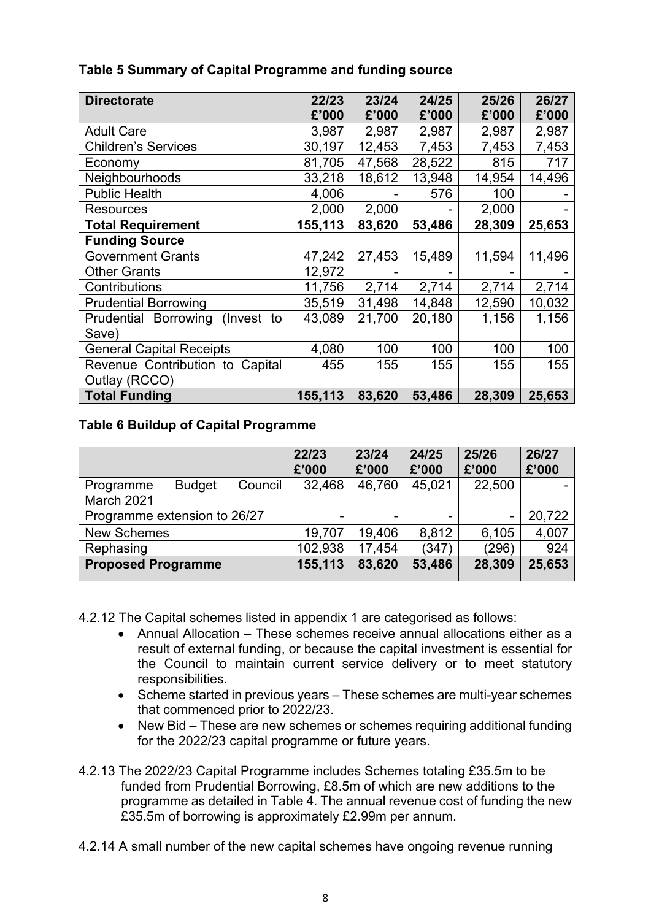**Table 5 Summary of Capital Programme and funding source**

| Directorate | 22/23 £'000 | 23/24 £'000 | 24/25 £'000 | 25/26 £'000 | 26/27 £'000 |
|---|---|---|---|---|---|
| Adult Care | 3,987 | 2,987 | 2,987 | 2,987 | 2,987 |
| Children's Services | 30,197 | 12,453 | 7,453 | 7,453 | 7,453 |
| Economy | 81,705 | 47,568 | 28,522 | 815 | 717 |
| Neighbourhoods | 33,218 | 18,612 | 13,948 | 14,954 | 14,496 |
| Public Health | 4,006 | - | 576 | 100 | - |
| Resources | 2,000 | 2,000 | - | 2,000 | - |
| **Total Requirement** | **155,113** | **83,620** | **53,486** | **28,309** | **25,653** |
| **Funding Source** | | | | | |
| Government Grants | 47,242 | 27,453 | 15,489 | 11,594 | 11,496 |
| Other Grants | 12,972 | - | - | - | - |
| Contributions | 11,756 | 2,714 | 2,714 | 2,714 | 2,714 |
| Prudential Borrowing | 35,519 | 31,498 | 14,848 | 12,590 | 10,032 |
| Prudential Borrowing (Invest to Save) | 43,089 | 21,700 | 20,180 | 1,156 | 1,156 |
| General Capital Receipts | 4,080 | 100 | 100 | 100 | 100 |
| Revenue Contribution to Capital Outlay (RCCO) | 455 | 155 | 155 | 155 | 155 |
| **Total Funding** | **155,113** | **83,620** | **53,486** | **28,309** | **25,653** |

**Table 6 Buildup of Capital Programme**

| | 22/23 £'000 | 23/24 £'000 | 24/25 £'000 | 25/26 £'000 | 26/27 £'000 |
|---|---|---|---|---|---|
| Programme Budget Council March 2021 | 32,468 | 46,760 | 45,021 | 22,500 | - |
| Programme extension to 26/27 | - | - | - | - | 20,722 |
| New Schemes | 19,707 | 19,406 | 8,812 | 6,105 | 4,007 |
| Rephasing | 102,938 | 17,454 | (347) | (296) | 924 |
| **Proposed Programme** | **155,113** | **83,620** | **53,486** | **28,309** | **25,653** |

4.2.12 The Capital schemes listed in appendix 1 are categorised as follows:

- Annual Allocation – These schemes receive annual allocations either as a result of external funding, or because the capital investment is essential for the Council to maintain current service delivery or to meet statutory responsibilities.
- Scheme started in previous years – These schemes are multi-year schemes that commenced prior to 2022/23.
- New Bid – These are new schemes or schemes requiring additional funding for the 2022/23 capital programme or future years.

4.2.13 The 2022/23 Capital Programme includes Schemes totaling £35.5m to be funded from Prudential Borrowing, £8.5m of which are new additions to the programme as detailed in Table 4. The annual revenue cost of funding the new £35.5m of borrowing is approximately £2.99m per annum.

4.2.14 A small number of the new capital schemes have ongoing revenue running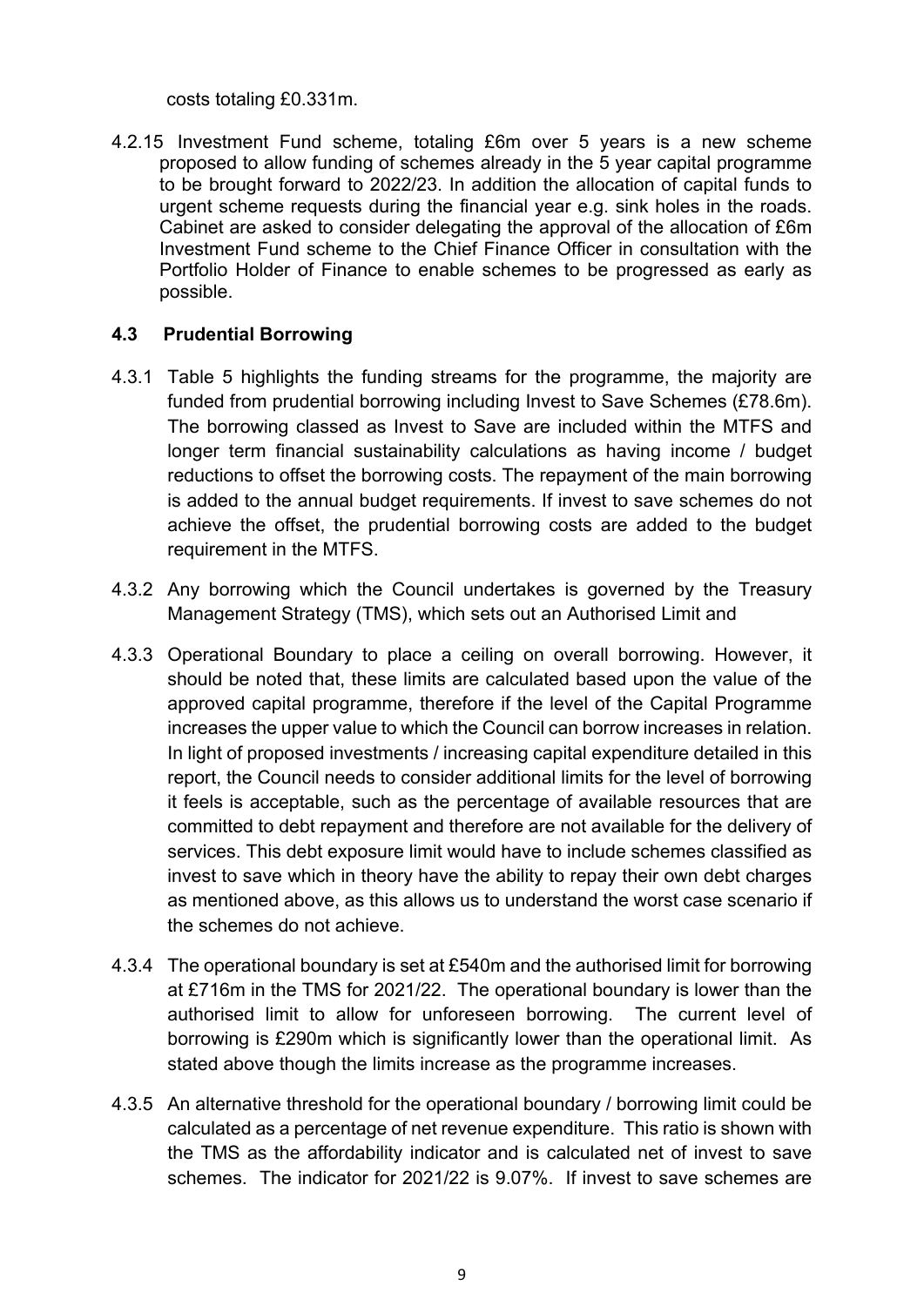costs totaling £0.331m.

4.2.15 Investment Fund scheme, totaling £6m over 5 years is a new scheme proposed to allow funding of schemes already in the 5 year capital programme to be brought forward to 2022/23. In addition the allocation of capital funds to urgent scheme requests during the financial year e.g. sink holes in the roads. Cabinet are asked to consider delegating the approval of the allocation of £6m Investment Fund scheme to the Chief Finance Officer in consultation with the Portfolio Holder of Finance to enable schemes to be progressed as early as possible.

### 4.3 Prudential Borrowing

4.3.1 Table 5 highlights the funding streams for the programme, the majority are funded from prudential borrowing including Invest to Save Schemes (£78.6m). The borrowing classed as Invest to Save are included within the MTFS and longer term financial sustainability calculations as having income / budget reductions to offset the borrowing costs. The repayment of the main borrowing is added to the annual budget requirements. If invest to save schemes do not achieve the offset, the prudential borrowing costs are added to the budget requirement in the MTFS.

4.3.2 Any borrowing which the Council undertakes is governed by the Treasury Management Strategy (TMS), which sets out an Authorised Limit and

4.3.3 Operational Boundary to place a ceiling on overall borrowing. However, it should be noted that, these limits are calculated based upon the value of the approved capital programme, therefore if the level of the Capital Programme increases the upper value to which the Council can borrow increases in relation. In light of proposed investments / increasing capital expenditure detailed in this report, the Council needs to consider additional limits for the level of borrowing it feels is acceptable, such as the percentage of available resources that are committed to debt repayment and therefore are not available for the delivery of services. This debt exposure limit would have to include schemes classified as invest to save which in theory have the ability to repay their own debt charges as mentioned above, as this allows us to understand the worst case scenario if the schemes do not achieve.

4.3.4 The operational boundary is set at £540m and the authorised limit for borrowing at £716m in the TMS for 2021/22. The operational boundary is lower than the authorised limit to allow for unforeseen borrowing. The current level of borrowing is £290m which is significantly lower than the operational limit. As stated above though the limits increase as the programme increases.

4.3.5 An alternative threshold for the operational boundary / borrowing limit could be calculated as a percentage of net revenue expenditure. This ratio is shown with the TMS as the affordability indicator and is calculated net of invest to save schemes. The indicator for 2021/22 is 9.07%. If invest to save schemes are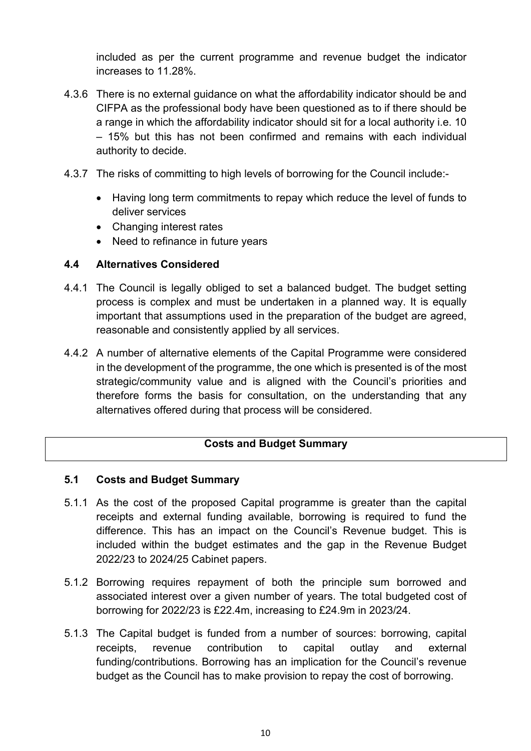included as per the current programme and revenue budget the indicator increases to 11.28%.

4.3.6 There is no external guidance on what the affordability indicator should be and CIFPA as the professional body have been questioned as to if there should be a range in which the affordability indicator should sit for a local authority i.e. 10 – 15% but this has not been confirmed and remains with each individual authority to decide.

4.3.7 The risks of committing to high levels of borrowing for the Council include:-

- Having long term commitments to repay which reduce the level of funds to deliver services
- Changing interest rates
- Need to refinance in future years

### 4.4 Alternatives Considered

4.4.1 The Council is legally obliged to set a balanced budget. The budget setting process is complex and must be undertaken in a planned way. It is equally important that assumptions used in the preparation of the budget are agreed, reasonable and consistently applied by all services.

4.4.2 A number of alternative elements of the Capital Programme were considered in the development of the programme, the one which is presented is of the most strategic/community value and is aligned with the Council's priorities and therefore forms the basis for consultation, on the understanding that any alternatives offered during that process will be considered.

## Costs and Budget Summary

### 5.1 Costs and Budget Summary

5.1.1 As the cost of the proposed Capital programme is greater than the capital receipts and external funding available, borrowing is required to fund the difference. This has an impact on the Council's Revenue budget. This is included within the budget estimates and the gap in the Revenue Budget 2022/23 to 2024/25 Cabinet papers.

5.1.2 Borrowing requires repayment of both the principle sum borrowed and associated interest over a given number of years. The total budgeted cost of borrowing for 2022/23 is £22.4m, increasing to £24.9m in 2023/24.

5.1.3 The Capital budget is funded from a number of sources: borrowing, capital receipts, revenue contribution to capital outlay and external funding/contributions. Borrowing has an implication for the Council's revenue budget as the Council has to make provision to repay the cost of borrowing.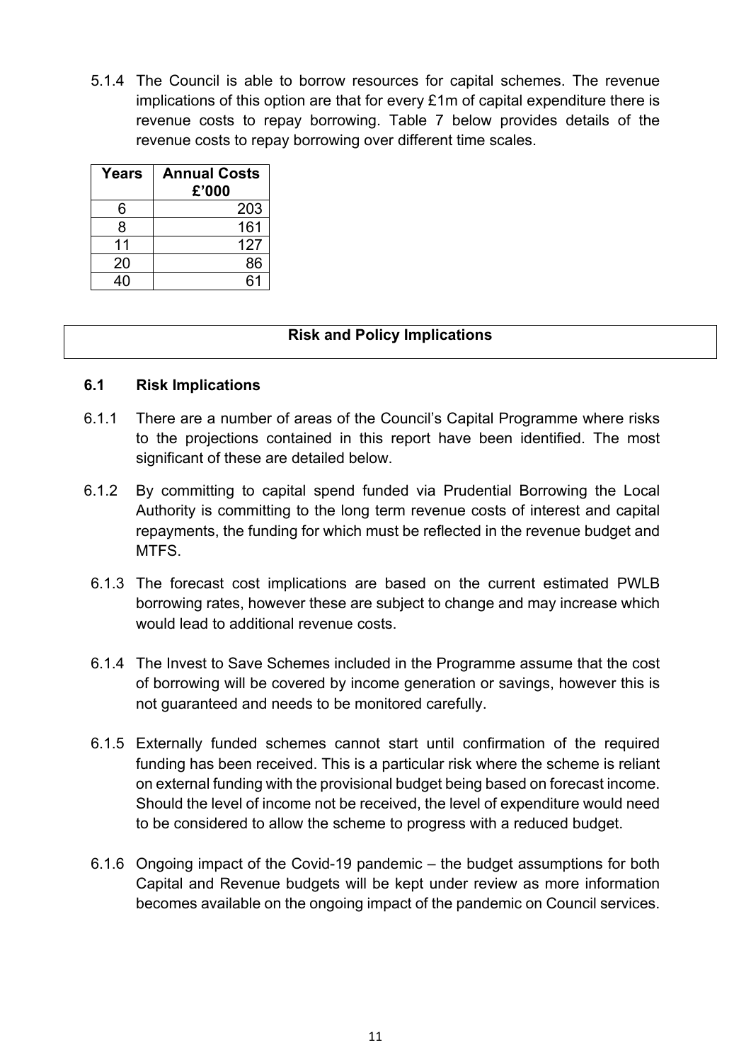5.1.4 The Council is able to borrow resources for capital schemes. The revenue implications of this option are that for every £1m of capital expenditure there is revenue costs to repay borrowing. Table 7 below provides details of the revenue costs to repay borrowing over different time scales.

| Years | Annual Costs £'000 |
|---|---|
| 6 | 203 |
| 8 | 161 |
| 11 | 127 |
| 20 | 86 |
| 40 | 61 |

## Risk and Policy Implications

### 6.1 Risk Implications

6.1.1 There are a number of areas of the Council's Capital Programme where risks to the projections contained in this report have been identified. The most significant of these are detailed below.

6.1.2 By committing to capital spend funded via Prudential Borrowing the Local Authority is committing to the long term revenue costs of interest and capital repayments, the funding for which must be reflected in the revenue budget and MTFS.

6.1.3 The forecast cost implications are based on the current estimated PWLB borrowing rates, however these are subject to change and may increase which would lead to additional revenue costs.

6.1.4 The Invest to Save Schemes included in the Programme assume that the cost of borrowing will be covered by income generation or savings, however this is not guaranteed and needs to be monitored carefully.

6.1.5 Externally funded schemes cannot start until confirmation of the required funding has been received. This is a particular risk where the scheme is reliant on external funding with the provisional budget being based on forecast income. Should the level of income not be received, the level of expenditure would need to be considered to allow the scheme to progress with a reduced budget.

6.1.6 Ongoing impact of the Covid-19 pandemic – the budget assumptions for both Capital and Revenue budgets will be kept under review as more information becomes available on the ongoing impact of the pandemic on Council services.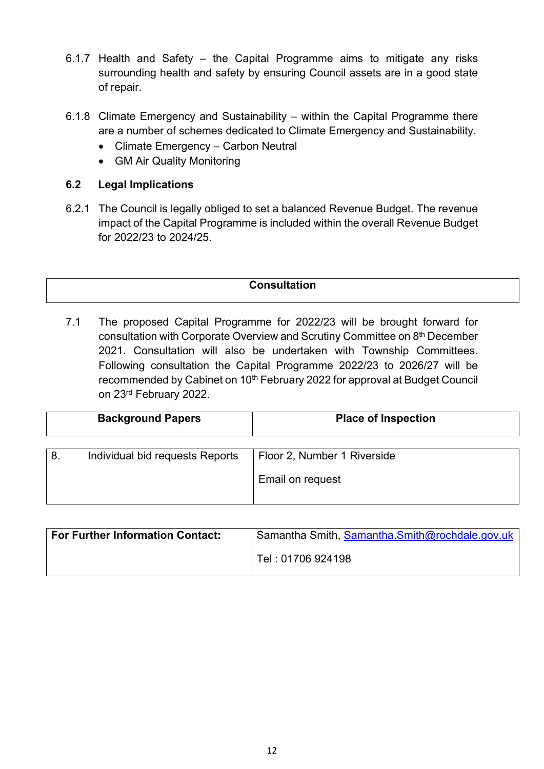6.1.7 Health and Safety – the Capital Programme aims to mitigate any risks surrounding health and safety by ensuring Council assets are in a good state of repair.

6.1.8 Climate Emergency and Sustainability – within the Capital Programme there are a number of schemes dedicated to Climate Emergency and Sustainability.

- Climate Emergency – Carbon Neutral
- GM Air Quality Monitoring

**6.2 Legal Implications**

6.2.1 The Council is legally obliged to set a balanced Revenue Budget. The revenue impact of the Capital Programme is included within the overall Revenue Budget for 2022/23 to 2024/25.

## Consultation

7.1 The proposed Capital Programme for 2022/23 will be brought forward for consultation with Corporate Overview and Scrutiny Committee on 8th December 2021. Consultation will also be undertaken with Township Committees. Following consultation the Capital Programme 2022/23 to 2026/27 will be recommended by Cabinet on 10th February 2022 for approval at Budget Council on 23rd February 2022.

| Background Papers | Place of Inspection |
|---|---|
| 8. Individual bid requests Reports | Floor 2, Number 1 Riverside<br><br>Email on request |

| | |
|---|---|
| **For Further Information Contact:** | Samantha Smith, Samantha.Smith@rochdale.gov.uk<br><br>Tel : 01706 924198 |